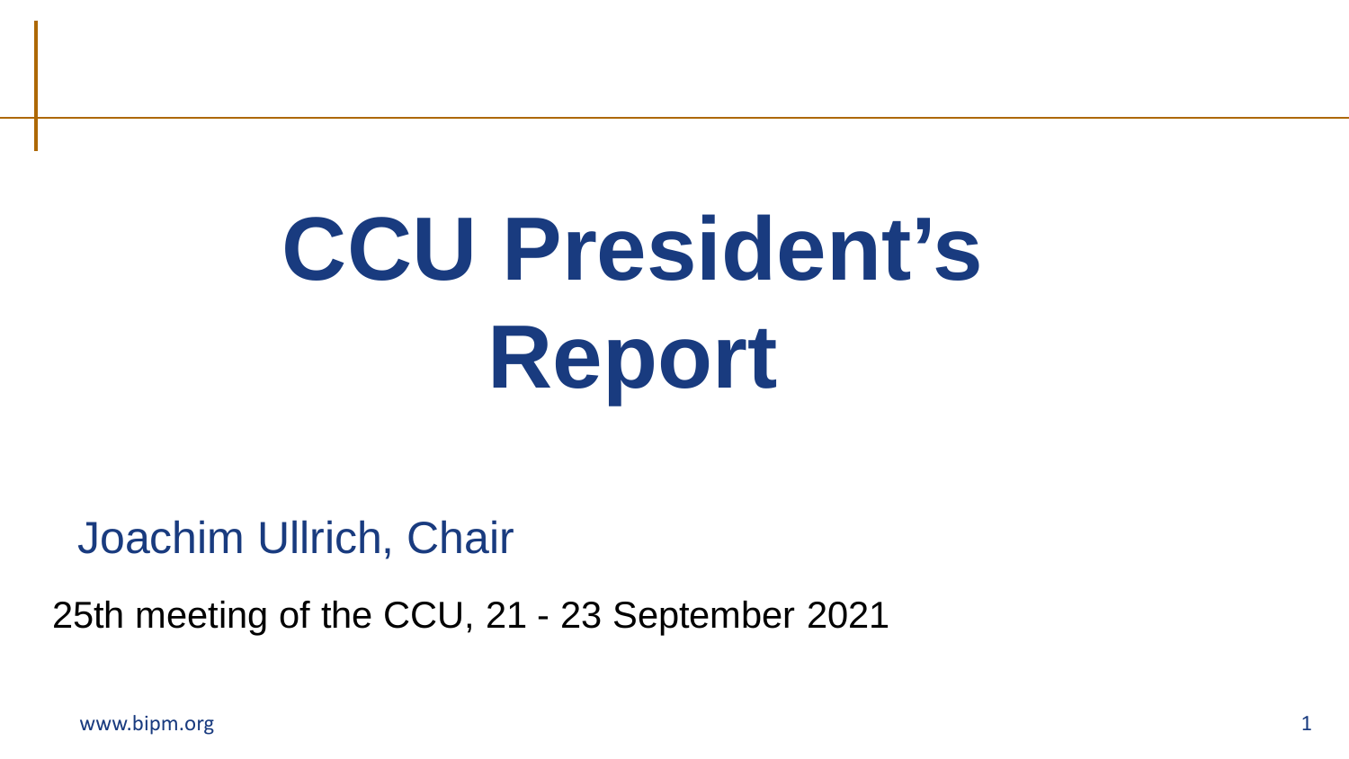# CCU President's Report

Joachim Ullrich, Chair

25th meeting of the CCU, 21 - 23 September 2021

www.bipm.org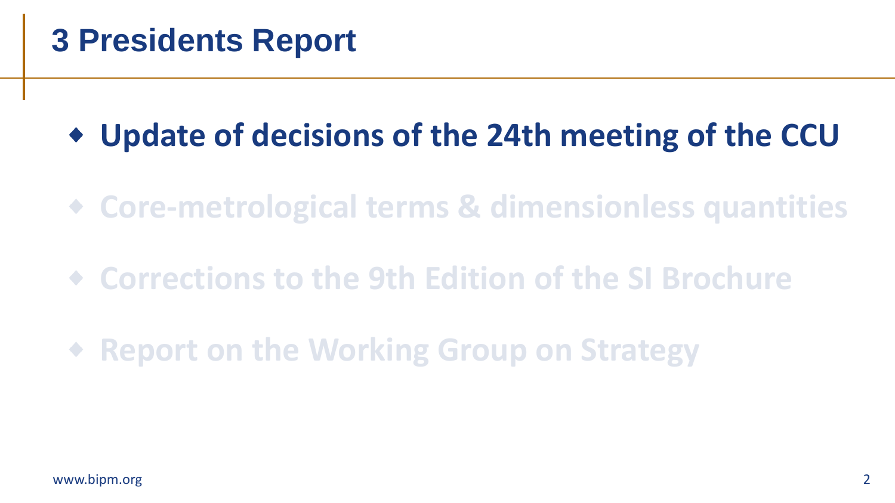# 3 Presidents Report

- **Update of decisions of the 24th meeting of the CCU**
- Core-metrological terms & dimensionless quantities
- Corrections to the 9th Edition of the SI Brochure
- Report on the Working Group on Strategy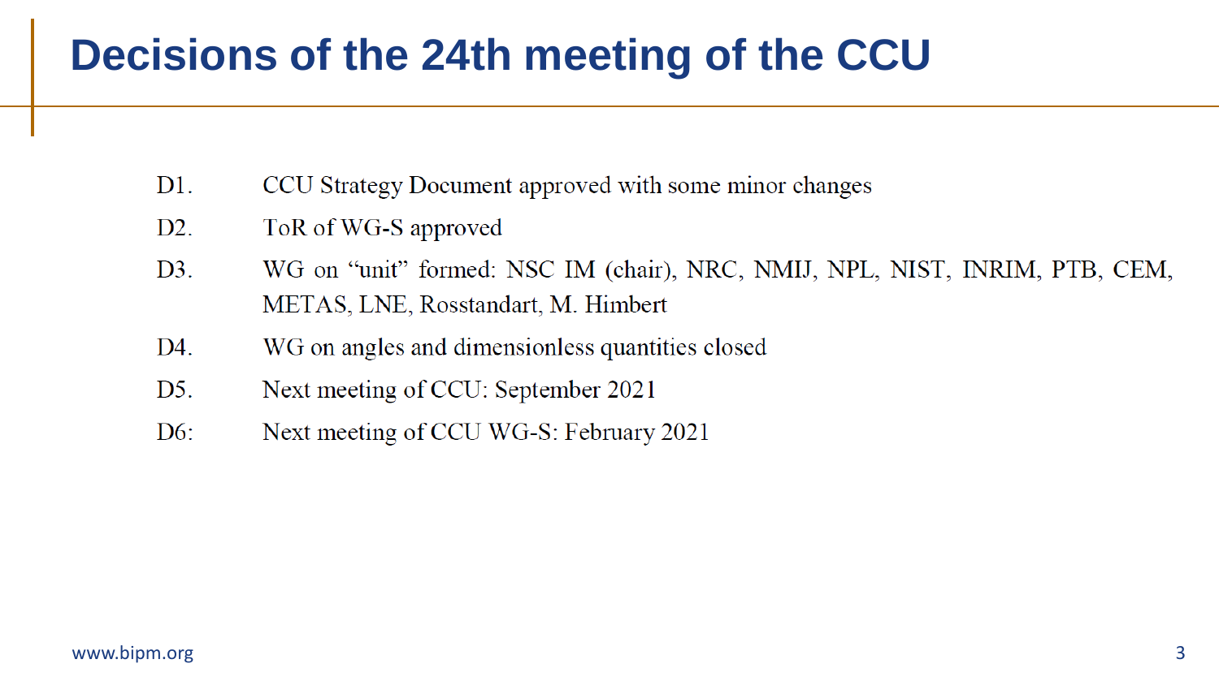# Decisions of the 24th meeting of the CCU

D1. CCU Strategy Document approved with some minor changes

D2. ToR of WG-S approved

D3. WG on "unit" formed: NSC IM (chair), NRC, NMIJ, NPL, NIST, INRIM, PTB, CEM, METAS, LNE, Rosstandart, M. Himbert

D4. WG on angles and dimensionless quantities closed

D5. Next meeting of CCU: September 2021

D6: Next meeting of CCU WG-S: February 2021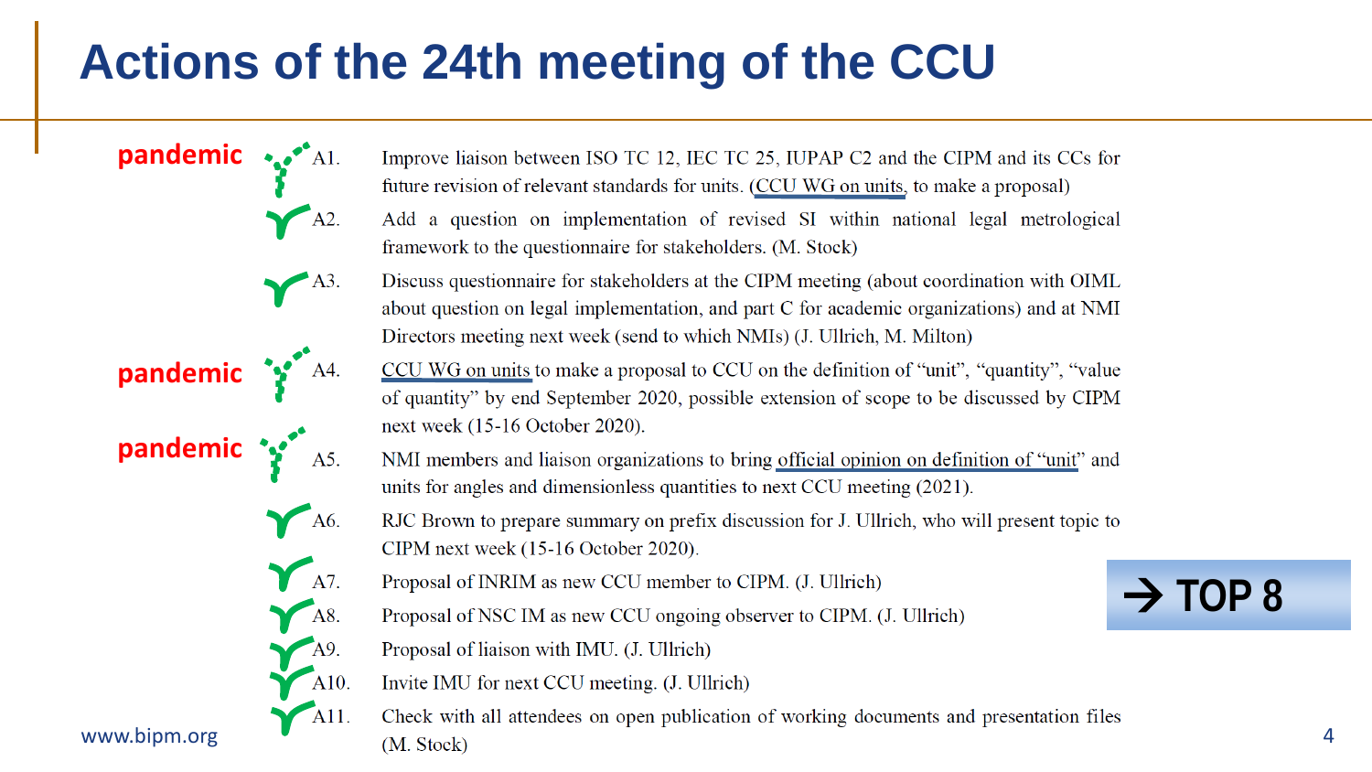# Actions of the 24th meeting of the CCU

- **pandemic** A1. Improve liaison between ISO TC 12, IEC TC 25, IUPAP C2 and the CIPM and its CCs for future revision of relevant standards for units. (CCU WG on units, to make a proposal)
- A2. Add a question on implementation of revised SI within national legal metrological framework to the questionnaire for stakeholders. (M. Stock)
- A3. Discuss questionnaire for stakeholders at the CIPM meeting (about coordination with OIML about question on legal implementation, and part C for academic organizations) and at NMI Directors meeting next week (send to which NMIs) (J. Ullrich, M. Milton)
- **pandemic** A4. CCU WG on units to make a proposal to CCU on the definition of "unit", "quantity", "value of quantity" by end September 2020, possible extension of scope to be discussed by CIPM next week (15-16 October 2020).
- **pandemic** A5. NMI members and liaison organizations to bring official opinion on definition of "unit" and units for angles and dimensionless quantities to next CCU meeting (2021).
- A6. RJC Brown to prepare summary on prefix discussion for J. Ullrich, who will present topic to CIPM next week (15-16 October 2020).
- A7. Proposal of INRIM as new CCU member to CIPM. (J. Ullrich)
- A8. Proposal of NSC IM as new CCU ongoing observer to CIPM. (J. Ullrich)
- A9. Proposal of liaison with IMU. (J. Ullrich)
- A10. Invite IMU for next CCU meeting. (J. Ullrich)
- A11. Check with all attendees on open publication of working documents and presentation files (M. Stock)

→ TOP 8

www.bipm.org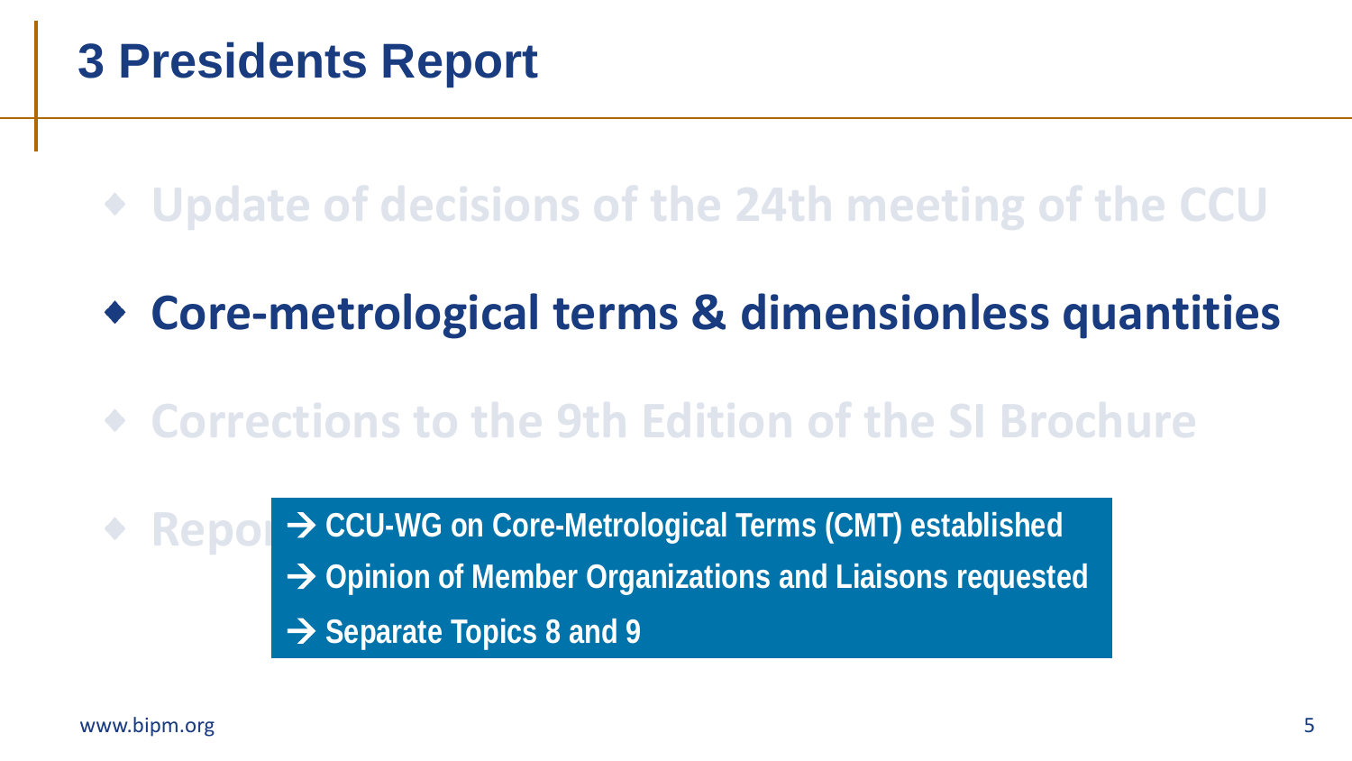# 3 Presidents Report

- Update of decisions of the 24th meeting of the CCU
- **Core-metrological terms & dimensionless quantities**
- Corrections to the 9th Edition of the SI Brochure
- Repo

**→ CCU-WG on Core-Metrological Terms (CMT) established**

**→ Opinion of Member Organizations and Liaisons requested**

**→ Separate Topics 8 and 9**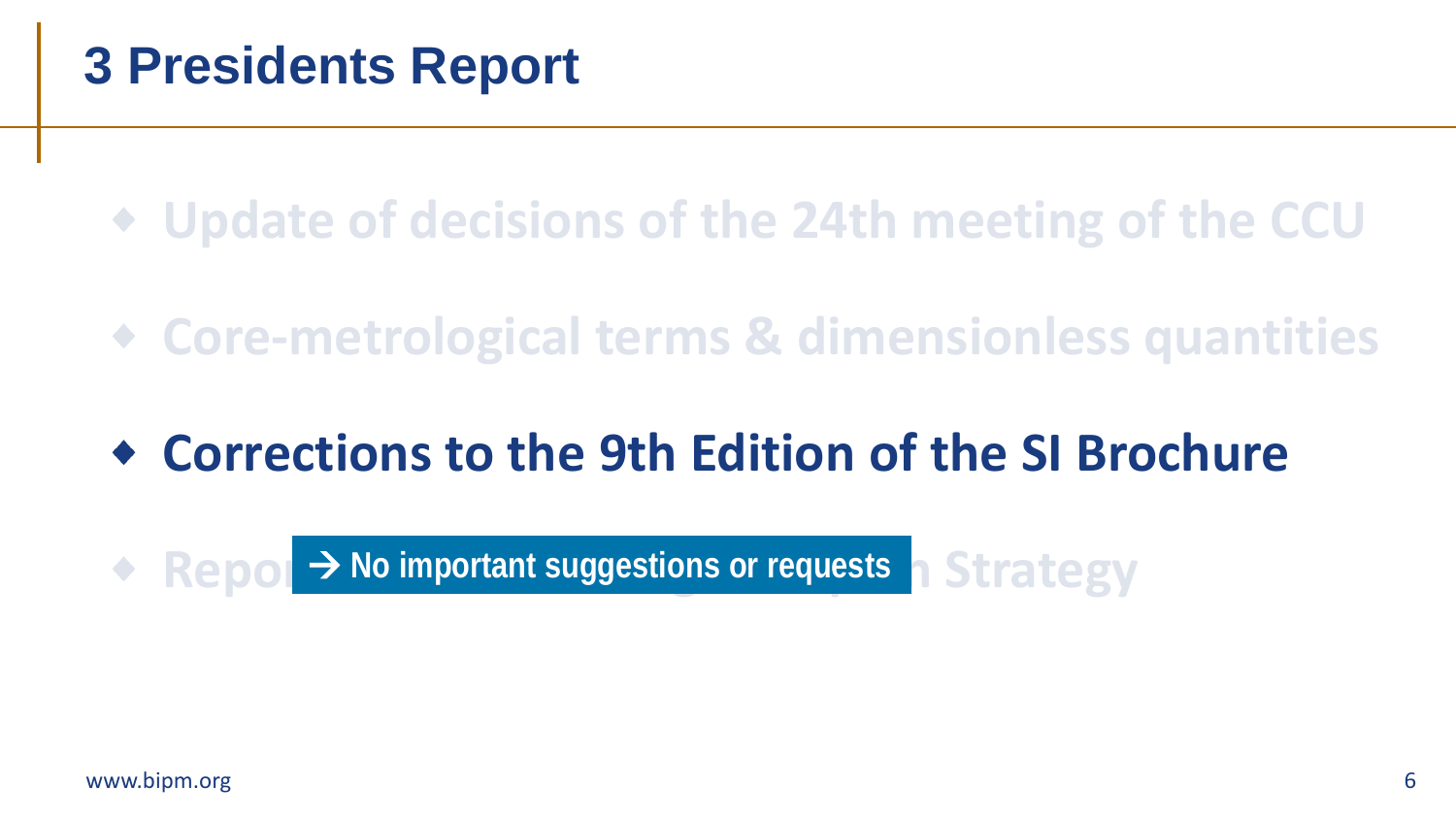# 3 Presidents Report

- Update of decisions of the 24th meeting of the CCU
- Core-metrological terms & dimensionless quantities
- **Corrections to the 9th Edition of the SI Brochure**
- Repo… Strategy

→ No important suggestions or requests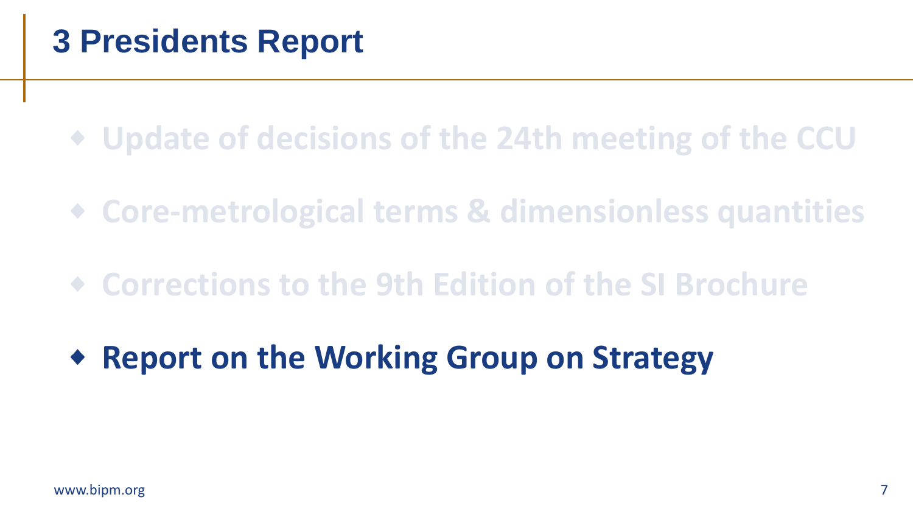# 3 Presidents Report

- Update of decisions of the 24th meeting of the CCU
- Core-metrological terms & dimensionless quantities
- Corrections to the 9th Edition of the SI Brochure
- **Report on the Working Group on Strategy**

www.bipm.org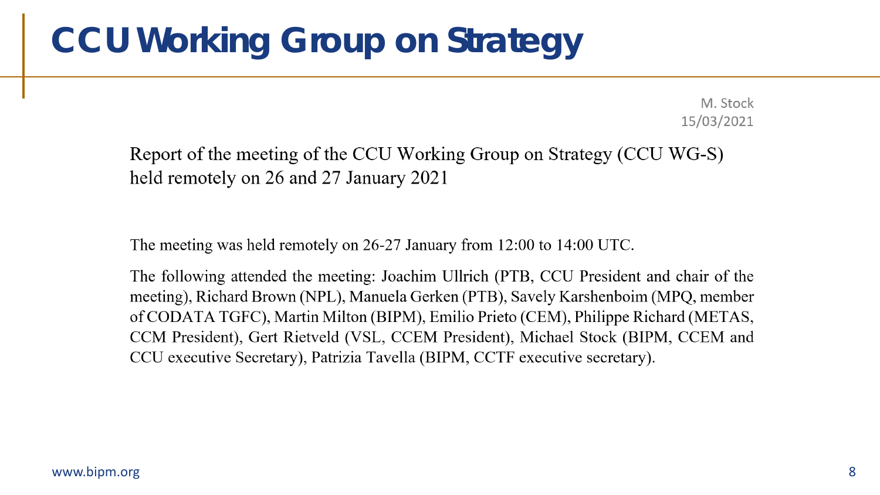# CCU Working Group on Strategy

M. Stock
15/03/2021

Report of the meeting of the CCU Working Group on Strategy (CCU WG-S) held remotely on 26 and 27 January 2021

The meeting was held remotely on 26-27 January from 12:00 to 14:00 UTC.

The following attended the meeting: Joachim Ullrich (PTB, CCU President and chair of the meeting), Richard Brown (NPL), Manuela Gerken (PTB), Savely Karshenboim (MPQ, member of CODATA TGFC), Martin Milton (BIPM), Emilio Prieto (CEM), Philippe Richard (METAS, CCM President), Gert Rietveld (VSL, CCEM President), Michael Stock (BIPM, CCEM and CCU executive Secretary), Patrizia Tavella (BIPM, CCTF executive secretary).

www.bipm.org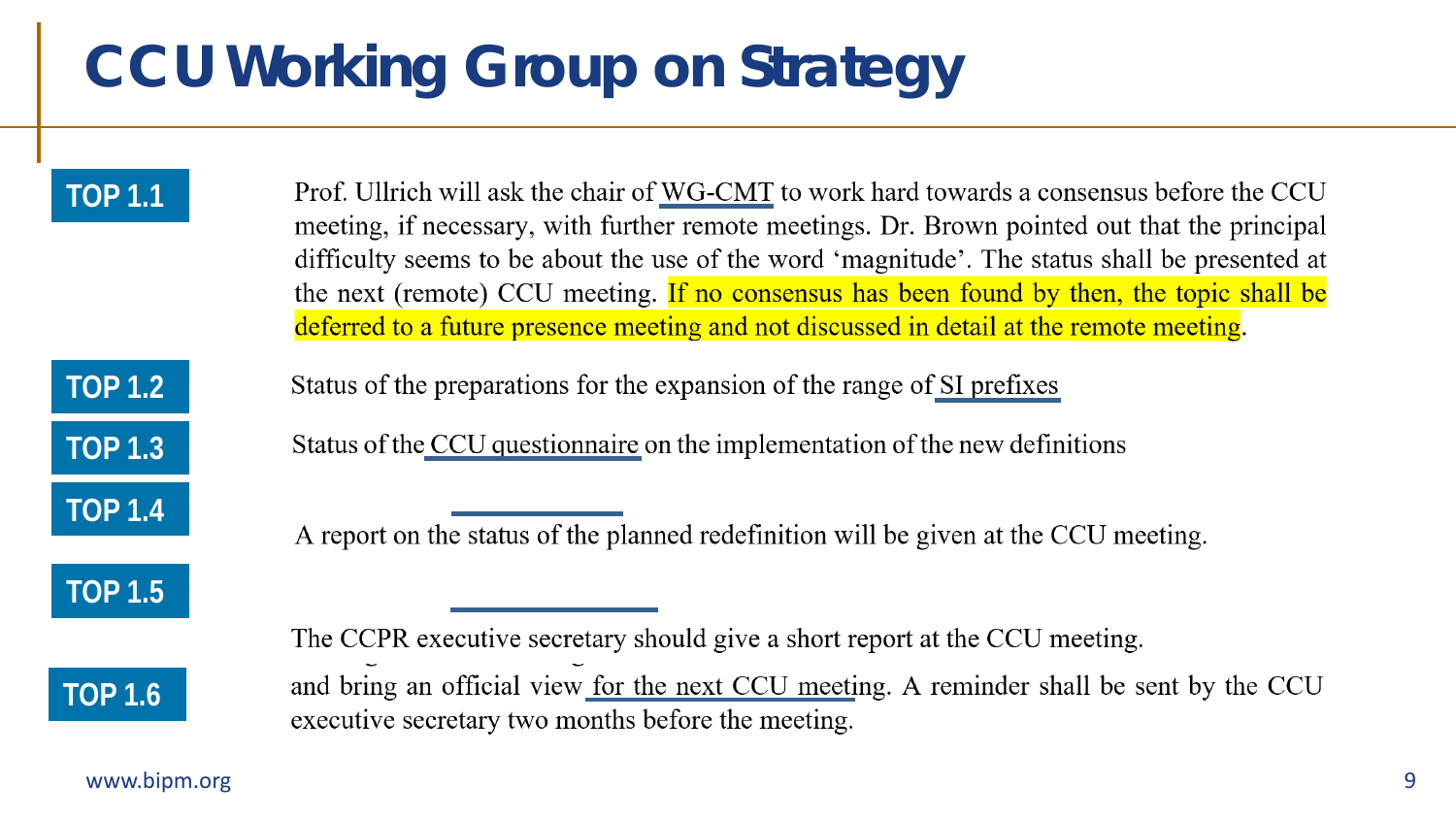# CCU Working Group on Strategy

**TOP 1.1**

Prof. Ullrich will ask the chair of WG-CMT to work hard towards a consensus before the CCU meeting, if necessary, with further remote meetings. Dr. Brown pointed out that the principal difficulty seems to be about the use of the word 'magnitude'. The status shall be presented at the next (remote) CCU meeting. If no consensus has been found by then, the topic shall be deferred to a future presence meeting and not discussed in detail at the remote meeting.

**TOP 1.2**

Status of the preparations for the expansion of the range of SI prefixes

**TOP 1.3**

Status of the CCU questionnaire on the implementation of the new definitions

**TOP 1.4**

A report on the status of the planned redefinition will be given at the CCU meeting.

**TOP 1.5**

The CCPR executive secretary should give a short report at the CCU meeting.

**TOP 1.6**

and bring an official view for the next CCU meeting. A reminder shall be sent by the CCU executive secretary two months before the meeting.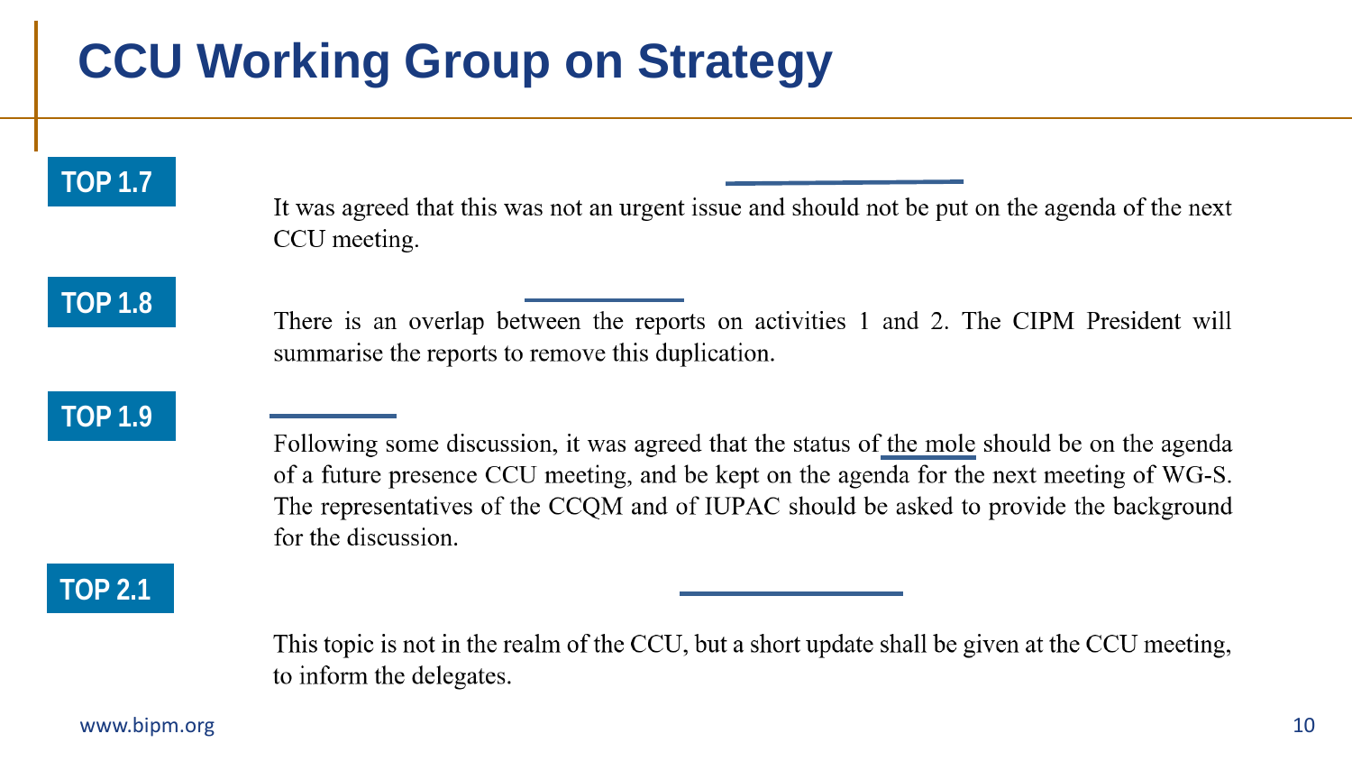# CCU Working Group on Strategy

**TOP 1.7**

It was agreed that this was not an urgent issue and should not be put on the agenda of the next CCU meeting.

**TOP 1.8**

There is an overlap between the reports on activities 1 and 2. The CIPM President will summarise the reports to remove this duplication.

**TOP 1.9**

Following some discussion, it was agreed that the status of the mole should be on the agenda of a future presence CCU meeting, and be kept on the agenda for the next meeting of WG-S. The representatives of the CCQM and of IUPAC should be asked to provide the background for the discussion.

**TOP 2.1**

This topic is not in the realm of the CCU, but a short update shall be given at the CCU meeting, to inform the delegates.

www.bipm.org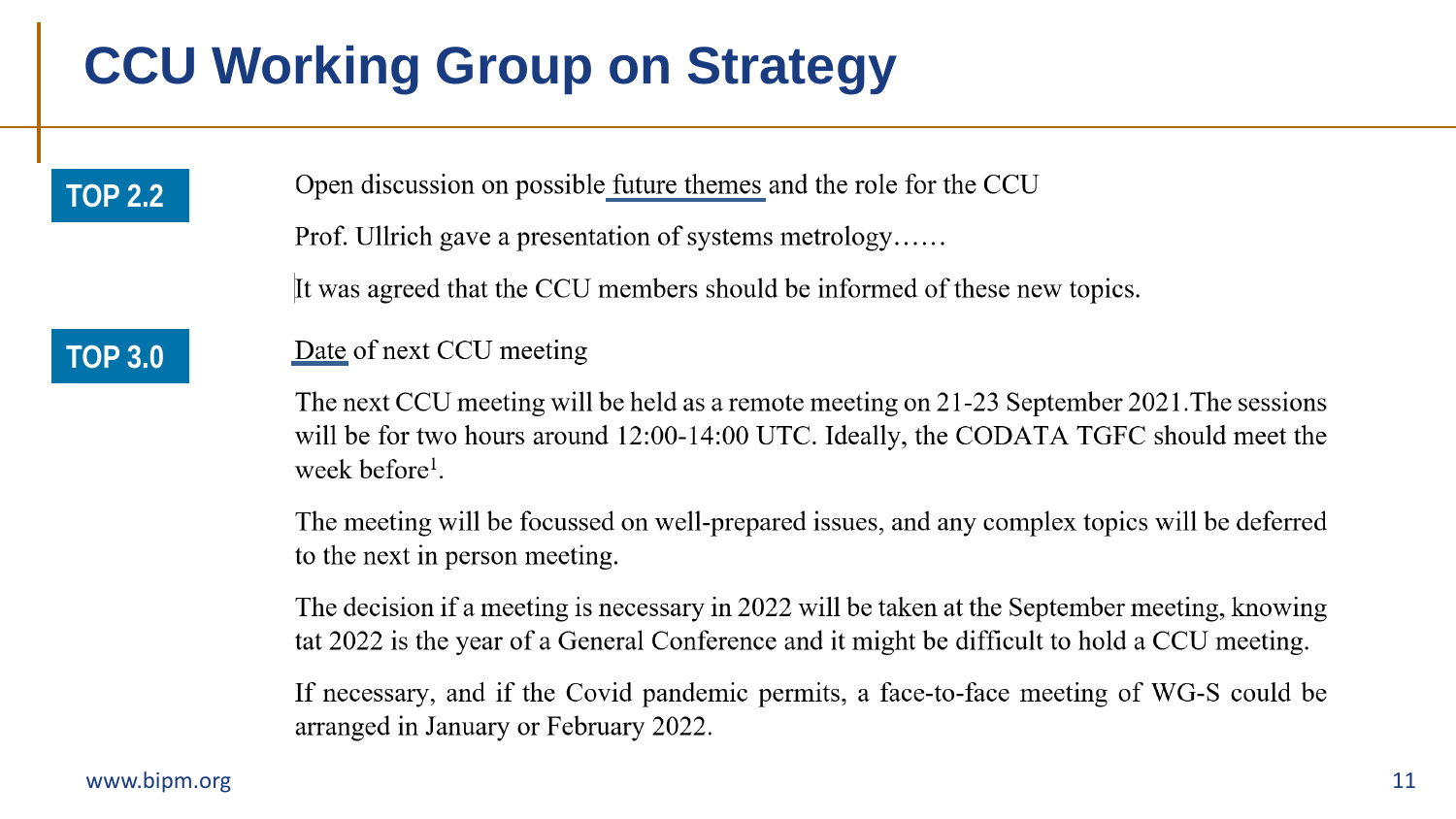# CCU Working Group on Strategy

**TOP 2.2**

Open discussion on possible future themes and the role for the CCU

Prof. Ullrich gave a presentation of systems metrology……

It was agreed that the CCU members should be informed of these new topics.

**TOP 3.0**

Date of next CCU meeting

The next CCU meeting will be held as a remote meeting on 21-23 September 2021.The sessions will be for two hours around 12:00-14:00 UTC. Ideally, the CODATA TGFC should meet the week before[1].

The meeting will be focussed on well-prepared issues, and any complex topics will be deferred to the next in person meeting.

The decision if a meeting is necessary in 2022 will be taken at the September meeting, knowing tat 2022 is the year of a General Conference and it might be difficult to hold a CCU meeting.

If necessary, and if the Covid pandemic permits, a face-to-face meeting of WG-S could be arranged in January or February 2022.